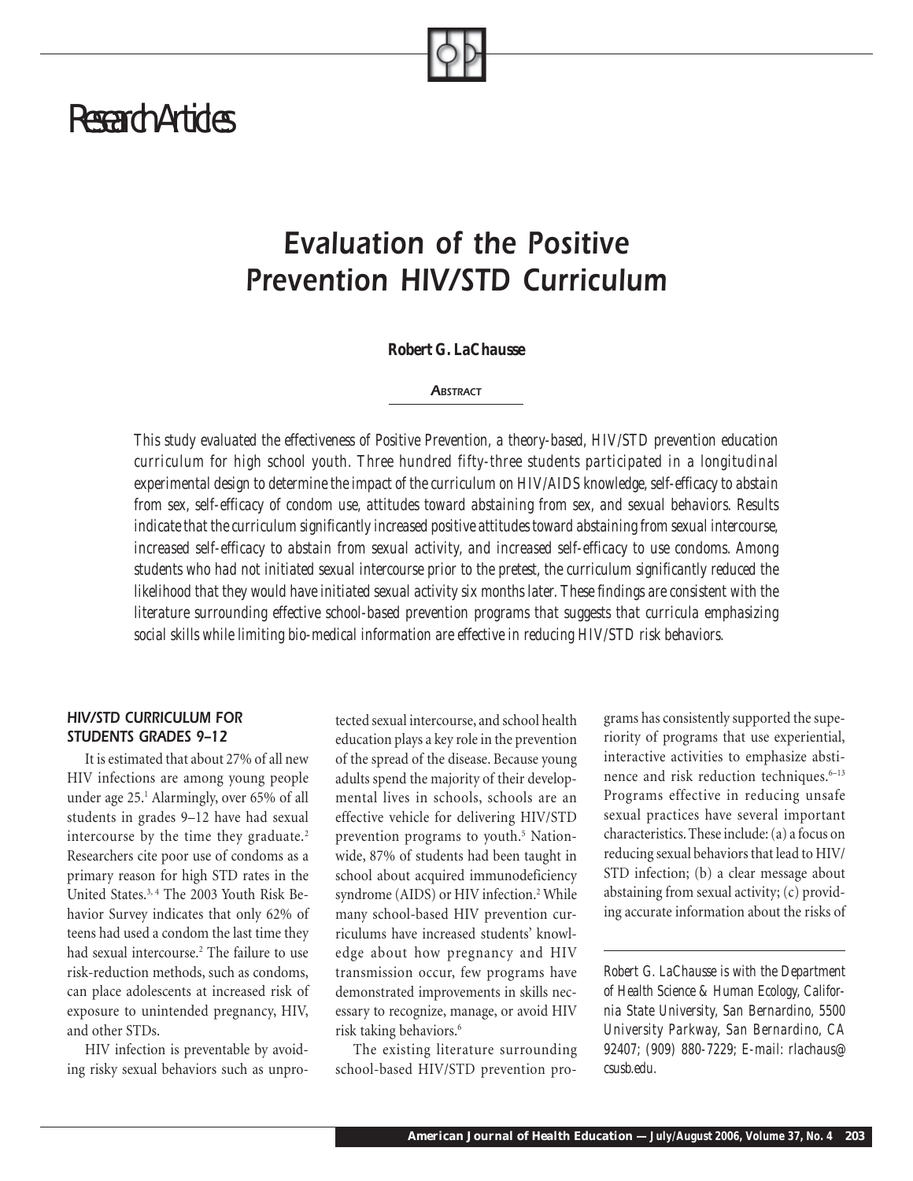Research Articles

# Evaluation of the Positive Prevention HIV/STD Curriculum

**Robert G. LaChausse**

**ABSTRACT**

*This study evaluated the effectiveness of Positive Prevention, a theory-based, HIV/STD prevention education curriculum for high school youth. Three hundred fifty-three students participated in a longitudinal experimental design to determine the impact of the curriculum on HIV/AIDS knowledge, self-efficacy to abstain from sex, self-efficacy of condom use, attitudes toward abstaining from sex, and sexual behaviors. Results indicate that the curriculum significantly increased positive attitudes toward abstaining from sexual intercourse, increased self-efficacy to abstain from sexual activity, and increased self-efficacy to use condoms. Among students who had not initiated sexual intercourse prior to the pretest, the curriculum significantly reduced the likelihood that they would have initiated sexual activity six months later. These findings are consistent with the literature surrounding effective school-based prevention programs that suggests that curricula emphasizing social skills while limiting bio-medical information are effective in reducing HIV/STD risk behaviors.*

## HIV/STD CURRICULUM FOR STUDENTS GRADES 9–12

It is estimated that about 27% of all new HIV infections are among young people under age 25.[1] Alarmingly, over 65% of all students in grades 9–12 have had sexual intercourse by the time they graduate.[2] Researchers cite poor use of condoms as a primary reason for high STD rates in the United States.[3,4] The 2003 Youth Risk Behavior Survey indicates that only 62% of teens had used a condom the last time they had sexual intercourse.[2] The failure to use risk-reduction methods, such as condoms, can place adolescents at increased risk of exposure to unintended pregnancy, HIV, and other STDs.

HIV infection is preventable by avoiding risky sexual behaviors such as unprotected sexual intercourse, and school health education plays a key role in the prevention of the spread of the disease. Because young adults spend the majority of their developmental lives in schools, schools are an effective vehicle for delivering HIV/STD prevention programs to youth.[5] Nationwide, 87% of students had been taught in school about acquired immunodeficiency syndrome (AIDS) or HIV infection.[2] While many school-based HIV prevention curriculums have increased students' knowledge about how pregnancy and HIV transmission occur, few programs have demonstrated improvements in skills necessary to recognize, manage, or avoid HIV risk taking behaviors.[6]

The existing literature surrounding school-based HIV/STD prevention programs has consistently supported the superiority of programs that use experiential, interactive activities to emphasize abstinence and risk reduction techniques.[6–13] Programs effective in reducing unsafe sexual practices have several important characteristics. These include: (a) a focus on reducing sexual behaviors that lead to HIV/STD infection; (b) a clear message about abstaining from sexual activity; (c) providing accurate information about the risks of

*Robert G. LaChausse is with the Department of Health Science & Human Ecology, California State University, San Bernardino, 5500 University Parkway, San Bernardino, CA 92407; (909) 880-7229; E-mail: rlachaus@csusb.edu.*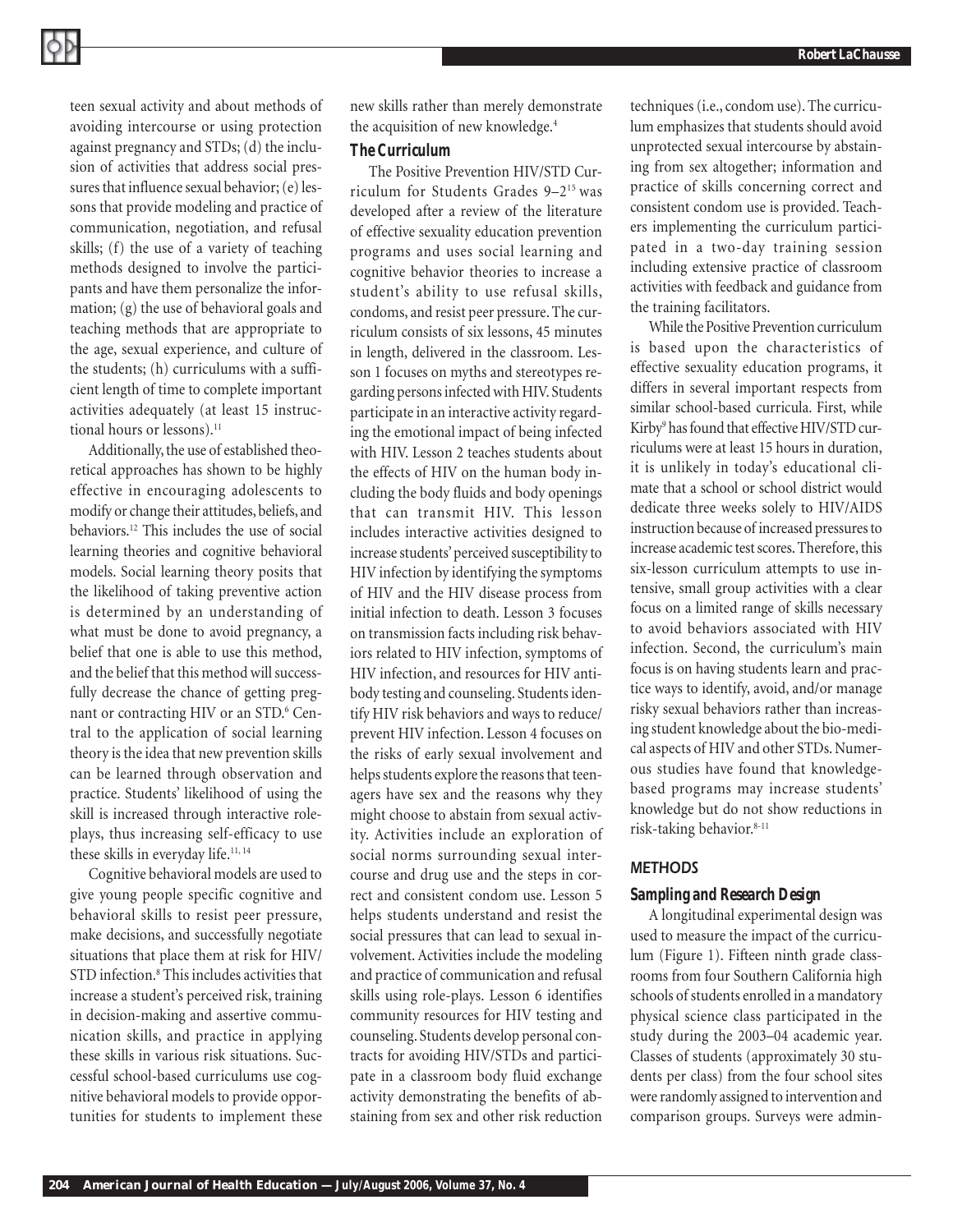teen sexual activity and about methods of avoiding intercourse or using protection against pregnancy and STDs; (d) the inclusion of activities that address social pressures that influence sexual behavior; (e) lessons that provide modeling and practice of communication, negotiation, and refusal skills; (f) the use of a variety of teaching methods designed to involve the participants and have them personalize the information; (g) the use of behavioral goals and teaching methods that are appropriate to the age, sexual experience, and culture of the students; (h) curriculums with a sufficient length of time to complete important activities adequately (at least 15 instructional hours or lessons).[11]

Additionally, the use of established theoretical approaches has shown to be highly effective in encouraging adolescents to modify or change their attitudes, beliefs, and behaviors.[12] This includes the use of social learning theories and cognitive behavioral models. Social learning theory posits that the likelihood of taking preventive action is determined by an understanding of what must be done to avoid pregnancy, a belief that one is able to use this method, and the belief that this method will successfully decrease the chance of getting pregnant or contracting HIV or an STD.[6] Central to the application of social learning theory is the idea that new prevention skills can be learned through observation and practice. Students' likelihood of using the skill is increased through interactive role-plays, thus increasing self-efficacy to use these skills in everyday life.[11, 14]

Cognitive behavioral models are used to give young people specific cognitive and behavioral skills to resist peer pressure, make decisions, and successfully negotiate situations that place them at risk for HIV/STD infection.[8] This includes activities that increase a student's perceived risk, training in decision-making and assertive communication skills, and practice in applying these skills in various risk situations. Successful school-based curriculums use cognitive behavioral models to provide opportunities for students to implement these new skills rather than merely demonstrate the acquisition of new knowledge.[4]

### The Curriculum

The Positive Prevention HIV/STD Curriculum for Students Grades 9–2[15] was developed after a review of the literature of effective sexuality education prevention programs and uses social learning and cognitive behavior theories to increase a student's ability to use refusal skills, condoms, and resist peer pressure. The curriculum consists of six lessons, 45 minutes in length, delivered in the classroom. Lesson 1 focuses on myths and stereotypes regarding persons infected with HIV. Students participate in an interactive activity regarding the emotional impact of being infected with HIV. Lesson 2 teaches students about the effects of HIV on the human body including the body fluids and body openings that can transmit HIV. This lesson includes interactive activities designed to increase students' perceived susceptibility to HIV infection by identifying the symptoms of HIV and the HIV disease process from initial infection to death. Lesson 3 focuses on transmission facts including risk behaviors related to HIV infection, symptoms of HIV infection, and resources for HIV antibody testing and counseling. Students identify HIV risk behaviors and ways to reduce/prevent HIV infection. Lesson 4 focuses on the risks of early sexual involvement and helps students explore the reasons that teenagers have sex and the reasons why they might choose to abstain from sexual activity. Activities include an exploration of social norms surrounding sexual intercourse and drug use and the steps in correct and consistent condom use. Lesson 5 helps students understand and resist the social pressures that can lead to sexual involvement. Activities include the modeling and practice of communication and refusal skills using role-plays. Lesson 6 identifies community resources for HIV testing and counseling. Students develop personal contracts for avoiding HIV/STDs and participate in a classroom body fluid exchange activity demonstrating the benefits of abstaining from sex and other risk reduction techniques (i.e., condom use). The curriculum emphasizes that students should avoid unprotected sexual intercourse by abstaining from sex altogether; information and practice of skills concerning correct and consistent condom use is provided. Teachers implementing the curriculum participated in a two-day training session including extensive practice of classroom activities with feedback and guidance from the training facilitators.

While the Positive Prevention curriculum is based upon the characteristics of effective sexuality education programs, it differs in several important respects from similar school-based curricula. First, while Kirby[9] has found that effective HIV/STD curriculums were at least 15 hours in duration, it is unlikely in today's educational climate that a school or school district would dedicate three weeks solely to HIV/AIDS instruction because of increased pressures to increase academic test scores. Therefore, this six-lesson curriculum attempts to use intensive, small group activities with a clear focus on a limited range of skills necessary to avoid behaviors associated with HIV infection. Second, the curriculum's main focus is on having students learn and practice ways to identify, avoid, and/or manage risky sexual behaviors rather than increasing student knowledge about the bio-medical aspects of HIV and other STDs. Numerous studies have found that knowledge-based programs may increase students' knowledge but do not show reductions in risk-taking behavior.[8-11]

## METHODS

### Sampling and Research Design

A longitudinal experimental design was used to measure the impact of the curriculum (Figure 1). Fifteen ninth grade classrooms from four Southern California high schools of students enrolled in a mandatory physical science class participated in the study during the 2003–04 academic year. Classes of students (approximately 30 students per class) from the four school sites were randomly assigned to intervention and comparison groups. Surveys were admin-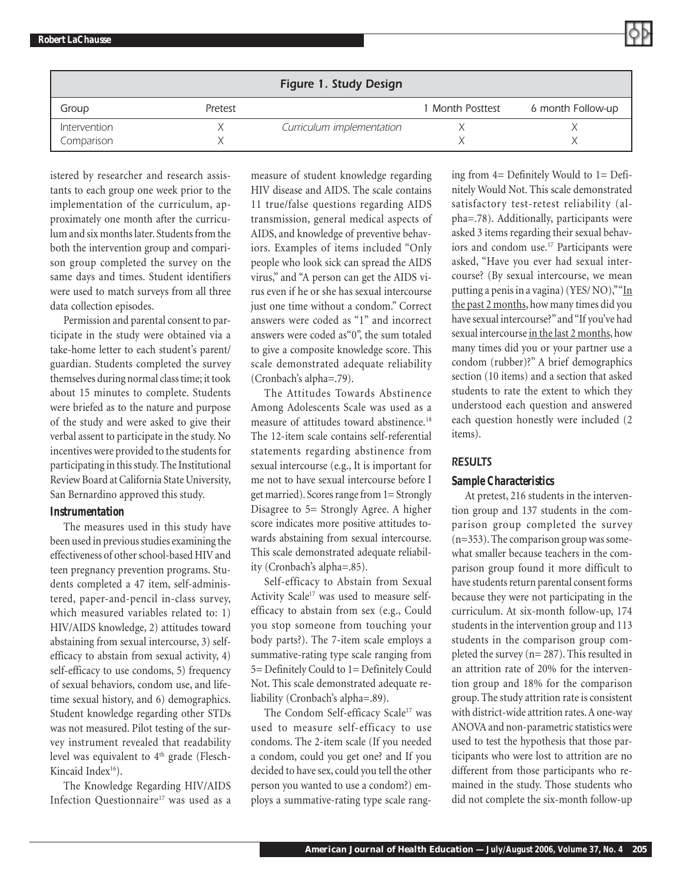**Figure 1. Study Design**

| Group | Pretest | | 1 Month Posttest | 6 month Follow-up |
|---|---|---|---|---|
| Intervention | X | *Curriculum implementation* | X | X |
| Comparison | X | | X | X |

istered by researcher and research assistants to each group one week prior to the implementation of the curriculum, approximately one month after the curriculum and six months later. Students from the both the intervention group and comparison group completed the survey on the same days and times. Student identifiers were used to match surveys from all three data collection episodes.

Permission and parental consent to participate in the study were obtained via a take-home letter to each student's parent/guardian. Students completed the survey themselves during normal class time; it took about 15 minutes to complete. Students were briefed as to the nature and purpose of the study and were asked to give their verbal assent to participate in the study. No incentives were provided to the students for participating in this study. The Institutional Review Board at California State University, San Bernardino approved this study.

### Instrumentation

The measures used in this study have been used in previous studies examining the effectiveness of other school-based HIV and teen pregnancy prevention programs. Students completed a 47 item, self-administered, paper-and-pencil in-class survey, which measured variables related to: 1) HIV/AIDS knowledge, 2) attitudes toward abstaining from sexual intercourse, 3) self-efficacy to abstain from sexual activity, 4) self-efficacy to use condoms, 5) frequency of sexual behaviors, condom use, and lifetime sexual history, and 6) demographics. Student knowledge regarding other STDs was not measured. Pilot testing of the survey instrument revealed that readability level was equivalent to 4th grade (Flesch-Kincaid Index[16]).

The Knowledge Regarding HIV/AIDS Infection Questionnaire[17] was used as a measure of student knowledge regarding HIV disease and AIDS. The scale contains 11 true/false questions regarding AIDS transmission, general medical aspects of AIDS, and knowledge of preventive behaviors. Examples of items included "Only people who look sick can spread the AIDS virus," and "A person can get the AIDS virus even if he or she has sexual intercourse just one time without a condom." Correct answers were coded as "1" and incorrect answers were coded as"0", the sum totaled to give a composite knowledge score. This scale demonstrated adequate reliability (Cronbach's alpha=.79).

The Attitudes Towards Abstinence Among Adolescents Scale was used as a measure of attitudes toward abstinence.[18] The 12-item scale contains self-referential statements regarding abstinence from sexual intercourse (e.g., It is important for me not to have sexual intercourse before I get married). Scores range from 1= Strongly Disagree to 5= Strongly Agree. A higher score indicates more positive attitudes towards abstaining from sexual intercourse. This scale demonstrated adequate reliability (Cronbach's alpha=.85).

Self-efficacy to Abstain from Sexual Activity Scale[17] was used to measure self-efficacy to abstain from sex (e.g., Could you stop someone from touching your body parts?). The 7-item scale employs a summative-rating type scale ranging from 5= Definitely Could to 1= Definitely Could Not. This scale demonstrated adequate reliability (Cronbach's alpha=.89).

The Condom Self-efficacy Scale[17] was used to measure self-efficacy to use condoms. The 2-item scale (If you needed a condom, could you get one? and If you decided to have sex, could you tell the other person you wanted to use a condom?) employs a summative-rating type scale ranging from 4= Definitely Would to 1= Definitely Would Not. This scale demonstrated satisfactory test-retest reliability (alpha=.78). Additionally, participants were asked 3 items regarding their sexual behaviors and condom use.[17] Participants were asked, "Have you ever had sexual intercourse? (By sexual intercourse, we mean putting a penis in a vagina) (YES/ NO)," "In the past 2 months, how many times did you have sexual intercourse?" and "If you've had sexual intercourse in the last 2 months, how many times did you or your partner use a condom (rubber)?" A brief demographics section (10 items) and a section that asked students to rate the extent to which they understood each question and answered each question honestly were included (2 items).

## RESULTS

### Sample Characteristics

At pretest, 216 students in the intervention group and 137 students in the comparison group completed the survey (n=353). The comparison group was somewhat smaller because teachers in the comparison group found it more difficult to have students return parental consent forms because they were not participating in the curriculum. At six-month follow-up, 174 students in the intervention group and 113 students in the comparison group completed the survey (n= 287). This resulted in an attrition rate of 20% for the intervention group and 18% for the comparison group. The study attrition rate is consistent with district-wide attrition rates. A one-way ANOVA and non-parametric statistics were used to test the hypothesis that those participants who were lost to attrition are no different from those participants who remained in the study. Those students who did not complete the six-month follow-up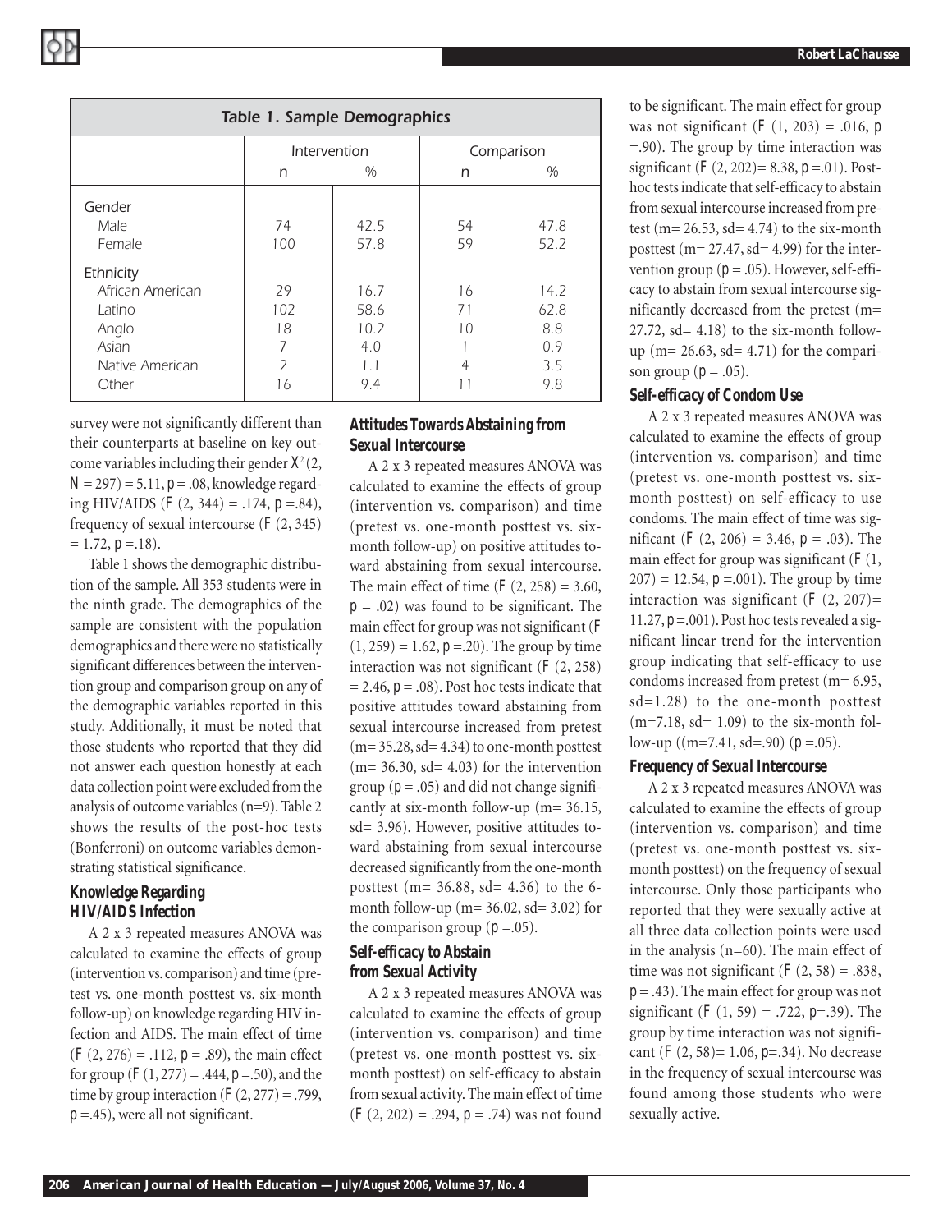| Table 1. Sample Demographics | | | | |
|---|---|---|---|---|
| | Intervention | | Comparison | |
| | n | % | n | % |
| Gender | | | | |
| Male | 74 | 42.5 | 54 | 47.8 |
| Female | 100 | 57.8 | 59 | 52.2 |
| Ethnicity | | | | |
| African American | 29 | 16.7 | 16 | 14.2 |
| Latino | 102 | 58.6 | 71 | 62.8 |
| Anglo | 18 | 10.2 | 10 | 8.8 |
| Asian | 7 | 4.0 | 1 | 0.9 |
| Native American | 2 | 1.1 | 4 | 3.5 |
| Other | 16 | 9.4 | 11 | 9.8 |

survey were not significantly different than their counterparts at baseline on key outcome variables including their gender $X^2$ (2, $N$ = 297) = 5.11, $p$ = .08, knowledge regarding HIV/AIDS ($F$ (2, 344) = .174, $p$ =.84), frequency of sexual intercourse ($F$ (2, 345) = 1.72, $p$ =.18).

Table 1 shows the demographic distribution of the sample. All 353 students were in the ninth grade. The demographics of the sample are consistent with the population demographics and there were no statistically significant differences between the intervention group and comparison group on any of the demographic variables reported in this study. Additionally, it must be noted that those students who reported that they did not answer each question honestly at each data collection point were excluded from the analysis of outcome variables (n=9). Table 2 shows the results of the post-hoc tests (Bonferroni) on outcome variables demonstrating statistical significance.

### Knowledge Regarding HIV/AIDS Infection

A 2 x 3 repeated measures ANOVA was calculated to examine the effects of group (intervention vs. comparison) and time (pretest vs. one-month posttest vs. six-month follow-up) on knowledge regarding HIV infection and AIDS. The main effect of time ($F$ (2, 276) = .112, $p$ = .89), the main effect for group ($F$ (1, 277) = .444, $p$ =.50), and the time by group interaction ($F$ (2, 277) = .799, $p$ =.45), were all not significant.

### Attitudes Towards Abstaining from Sexual Intercourse

A 2 x 3 repeated measures ANOVA was calculated to examine the effects of group (intervention vs. comparison) and time (pretest vs. one-month posttest vs. six-month follow-up) on positive attitudes toward abstaining from sexual intercourse. The main effect of time ($F$ (2, 258) = 3.60, $p$ = .02) was found to be significant. The main effect for group was not significant ($F$ (1, 259) = 1.62, $p$ =.20). The group by time interaction was not significant ($F$ (2, 258) = 2.46, $p$ = .08). Post hoc tests indicate that positive attitudes toward abstaining from sexual intercourse increased from pretest (m= 35.28, sd= 4.34) to one-month posttest (m= 36.30, sd= 4.03) for the intervention group ($p$ = .05) and did not change significantly at six-month follow-up (m= 36.15, sd= 3.96). However, positive attitudes toward abstaining from sexual intercourse decreased significantly from the one-month posttest (m= 36.88, sd= 4.36) to the 6-month follow-up (m= 36.02, sd= 3.02) for the comparison group ($p$ =.05).

### Self-efficacy to Abstain from Sexual Activity

A 2 x 3 repeated measures ANOVA was calculated to examine the effects of group (intervention vs. comparison) and time (pretest vs. one-month posttest vs. six-month posttest) on self-efficacy to abstain from sexual activity. The main effect of time ($F$ (2, 202) = .294, $p$ = .74) was not found to be significant. The main effect for group was not significant ($F$ (1, 203) = .016, $p$ =.90). The group by time interaction was significant ($F$ (2, 202)= 8.38, $p$ =.01). Post-hoc tests indicate that self-efficacy to abstain from sexual intercourse increased from pretest (m= 26.53, sd= 4.74) to the six-month posttest (m= 27.47, sd= 4.99) for the intervention group ($p$ = .05). However, self-efficacy to abstain from sexual intercourse significantly decreased from the pretest (m= 27.72, sd= 4.18) to the six-month follow-up (m= 26.63, sd= 4.71) for the comparison group ($p$ = .05).

### Self-efficacy of Condom Use

A 2 x 3 repeated measures ANOVA was calculated to examine the effects of group (intervention vs. comparison) and time (pretest vs. one-month posttest vs. six-month posttest) on self-efficacy to use condoms. The main effect of time was significant ($F$ (2, 206) = 3.46, $p$ = .03). The main effect for group was significant ($F$ (1, 207) = 12.54, $p$ =.001). The group by time interaction was significant ($F$ (2, 207)= 11.27, $p$ =.001). Post hoc tests revealed a significant linear trend for the intervention group indicating that self-efficacy to use condoms increased from pretest (m= 6.95, sd=1.28) to the one-month posttest (m=7.18, sd= 1.09) to the six-month follow-up ((m=7.41, sd=.90) ($p$ =.05).

### Frequency of Sexual Intercourse

A 2 x 3 repeated measures ANOVA was calculated to examine the effects of group (intervention vs. comparison) and time (pretest vs. one-month posttest vs. six-month posttest) on the frequency of sexual intercourse. Only those participants who reported that they were sexually active at all three data collection points were used in the analysis (n=60). The main effect of time was not significant ($F$ (2, 58) = .838, $p$ = .43). The main effect for group was not significant ($F$ (1, 59) = .722, $p$=.39). The group by time interaction was not significant ($F$ (2, 58)= 1.06, $p$=.34). No decrease in the frequency of sexual intercourse was found among those students who were sexually active.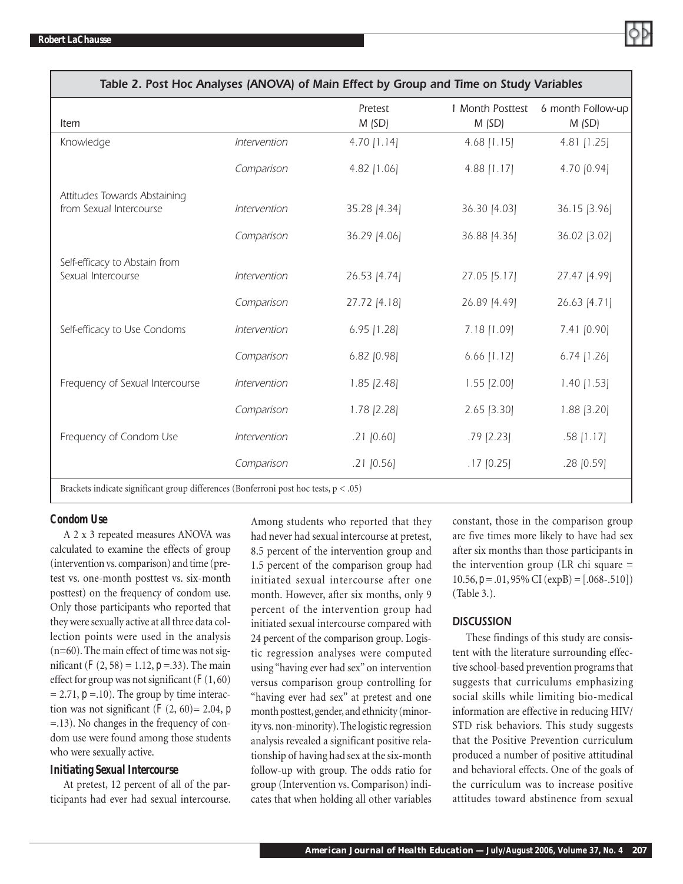**Table 2. Post Hoc Analyses (ANOVA) of Main Effect by Group and Time on Study Variables**

| Item | | Pretest M (SD) | 1 Month Posttest M (SD) | 6 month Follow-up M (SD) |
|---|---|---|---|---|
| Knowledge | Intervention | 4.70 [1.14] | 4.68 [1.15] | 4.81 [1.25] |
| | Comparison | 4.82 [1.06] | 4.88 [1.17] | 4.70 [0.94] |
| Attitudes Towards Abstaining from Sexual Intercourse | Intervention | 35.28 [4.34] | 36.30 [4.03] | 36.15 [3.96] |
| | Comparison | 36.29 [4.06] | 36.88 [4.36] | 36.02 [3.02] |
| Self-efficacy to Abstain from Sexual Intercourse | Intervention | 26.53 [4.74] | 27.05 [5.17] | 27.47 [4.99] |
| | Comparison | 27.72 [4.18] | 26.89 [4.49] | 26.63 [4.71] |
| Self-efficacy to Use Condoms | Intervention | 6.95 [1.28] | 7.18 [1.09] | 7.41 [0.90] |
| | Comparison | 6.82 [0.98] | 6.66 [1.12] | 6.74 [1.26] |
| Frequency of Sexual Intercourse | Intervention | 1.85 [2.48] | 1.55 [2.00] | 1.40 [1.53] |
| | Comparison | 1.78 [2.28] | 2.65 [3.30] | 1.88 [3.20] |
| Frequency of Condom Use | Intervention | .21 [0.60] | .79 [2.23] | .58 [1.17] |
| | Comparison | .21 [0.56] | .17 [0.25] | .28 [0.59] |

Brackets indicate significant group differences (Bonferroni post hoc tests, $p < .05$)

### Condom Use

A 2 x 3 repeated measures ANOVA was calculated to examine the effects of group (intervention vs. comparison) and time (pretest vs. one-month posttest vs. six-month posttest) on the frequency of condom use. Only those participants who reported that they were sexually active at all three data collection points were used in the analysis (n=60). The main effect of time was not significant ($F(2, 58) = 1.12$, $p = .33$). The main effect for group was not significant ($F(1, 60) = 2.71$, $p = .10$). The group by time interaction was not significant ($F(2, 60) = 2.04$, $p = .13$). No changes in the frequency of condom use were found among those students who were sexually active.

### Initiating Sexual Intercourse

At pretest, 12 percent of all of the participants had ever had sexual intercourse. Among students who reported that they had never had sexual intercourse at pretest, 8.5 percent of the intervention group and 1.5 percent of the comparison group had initiated sexual intercourse after one month. However, after six months, only 9 percent of the intervention group had initiated sexual intercourse compared with 24 percent of the comparison group. Logistic regression analyses were computed using "having ever had sex" on intervention versus comparison group controlling for "having ever had sex" at pretest and one month posttest, gender, and ethnicity (minority vs. non-minority). The logistic regression analysis revealed a significant positive relationship of having had sex at the six-month follow-up with group. The odds ratio for group (Intervention vs. Comparison) indicates that when holding all other variables constant, those in the comparison group are five times more likely to have had sex after six months than those participants in the intervention group (LR chi square = 10.56, $p = .01$, 95% CI (expB) = [.068-.510]) (Table 3.).

## DISCUSSION

These findings of this study are consistent with the literature surrounding effective school-based prevention programs that suggests that curriculums emphasizing social skills while limiting bio-medical information are effective in reducing HIV/STD risk behaviors. This study suggests that the Positive Prevention curriculum produced a number of positive attitudinal and behavioral effects. One of the goals of the curriculum was to increase positive attitudes toward abstinence from sexual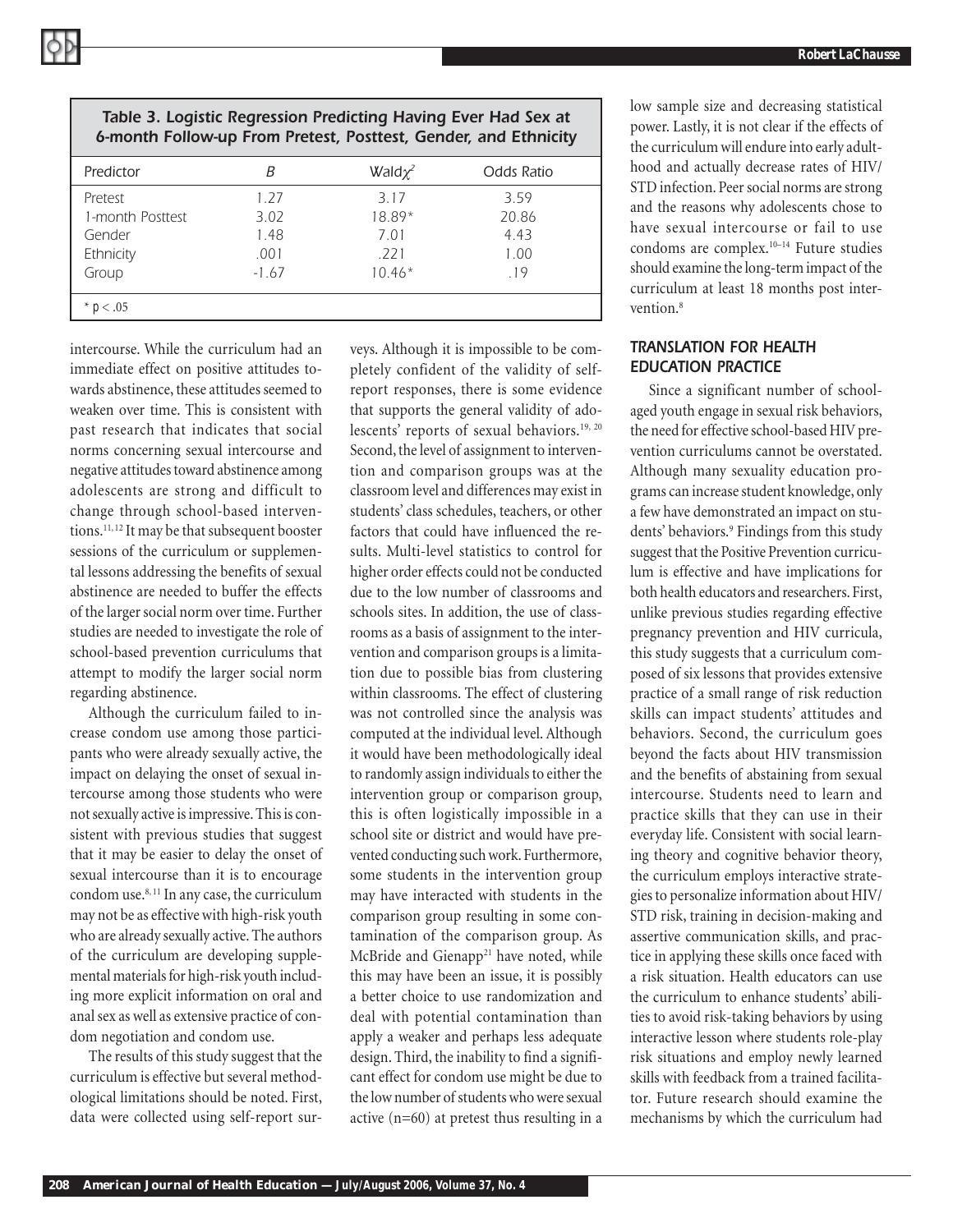**Table 3. Logistic Regression Predicting Having Ever Had Sex at 6-month Follow-up From Pretest, Posttest, Gender, and Ethnicity**

| Predictor | B | Wald$\chi^2$ | Odds Ratio |
|---|---|---|---|
| Pretest | 1.27 | 3.17 | 3.59 |
| 1-month Posttest | 3.02 | 18.89* | 20.86 |
| Gender | 1.48 | 7.01 | 4.43 |
| Ethnicity | .001 | .221 | 1.00 |
| Group | -1.67 | 10.46* | .19 |

\* $p < .05$

intercourse. While the curriculum had an immediate effect on positive attitudes towards abstinence, these attitudes seemed to weaken over time. This is consistent with past research that indicates that social norms concerning sexual intercourse and negative attitudes toward abstinence among adolescents are strong and difficult to change through school-based interventions.[11,12] It may be that subsequent booster sessions of the curriculum or supplemental lessons addressing the benefits of sexual abstinence are needed to buffer the effects of the larger social norm over time. Further studies are needed to investigate the role of school-based prevention curriculums that attempt to modify the larger social norm regarding abstinence.

Although the curriculum failed to increase condom use among those participants who were already sexually active, the impact on delaying the onset of sexual intercourse among those students who were not sexually active is impressive. This is consistent with previous studies that suggest that it may be easier to delay the onset of sexual intercourse than it is to encourage condom use.[8,11] In any case, the curriculum may not be as effective with high-risk youth who are already sexually active. The authors of the curriculum are developing supplemental materials for high-risk youth including more explicit information on oral and anal sex as well as extensive practice of condom negotiation and condom use.

The results of this study suggest that the curriculum is effective but several methodological limitations should be noted. First, data were collected using self-report surveys. Although it is impossible to be completely confident of the validity of self-report responses, there is some evidence that supports the general validity of adolescents' reports of sexual behaviors.[19,20] Second, the level of assignment to intervention and comparison groups was at the classroom level and differences may exist in students' class schedules, teachers, or other factors that could have influenced the results. Multi-level statistics to control for higher order effects could not be conducted due to the low number of classrooms and schools sites. In addition, the use of classrooms as a basis of assignment to the intervention and comparison groups is a limitation due to possible bias from clustering within classrooms. The effect of clustering was not controlled since the analysis was computed at the individual level. Although it would have been methodologically ideal to randomly assign individuals to either the intervention group or comparison group, this is often logistically impossible in a school site or district and would have prevented conducting such work. Furthermore, some students in the intervention group may have interacted with students in the comparison group resulting in some contamination of the comparison group. As McBride and Gienapp[21] have noted, while this may have been an issue, it is possibly a better choice to use randomization and deal with potential contamination than apply a weaker and perhaps less adequate design. Third, the inability to find a significant effect for condom use might be due to the low number of students who were sexual active (n=60) at pretest thus resulting in a low sample size and decreasing statistical power. Lastly, it is not clear if the effects of the curriculum will endure into early adulthood and actually decrease rates of HIV/STD infection. Peer social norms are strong and the reasons why adolescents chose to have sexual intercourse or fail to use condoms are complex.[10–14] Future studies should examine the long-term impact of the curriculum at least 18 months post intervention.[8]

## TRANSLATION FOR HEALTH EDUCATION PRACTICE

Since a significant number of school-aged youth engage in sexual risk behaviors, the need for effective school-based HIV prevention curriculums cannot be overstated. Although many sexuality education programs can increase student knowledge, only a few have demonstrated an impact on students' behaviors.[9] Findings from this study suggest that the Positive Prevention curriculum is effective and have implications for both health educators and researchers. First, unlike previous studies regarding effective pregnancy prevention and HIV curricula, this study suggests that a curriculum composed of six lessons that provides extensive practice of a small range of risk reduction skills can impact students' attitudes and behaviors. Second, the curriculum goes beyond the facts about HIV transmission and the benefits of abstaining from sexual intercourse. Students need to learn and practice skills that they can use in their everyday life. Consistent with social learning theory and cognitive behavior theory, the curriculum employs interactive strategies to personalize information about HIV/STD risk, training in decision-making and assertive communication skills, and practice in applying these skills once faced with a risk situation. Health educators can use the curriculum to enhance students' abilities to avoid risk-taking behaviors by using interactive lesson where students role-play risk situations and employ newly learned skills with feedback from a trained facilitator. Future research should examine the mechanisms by which the curriculum had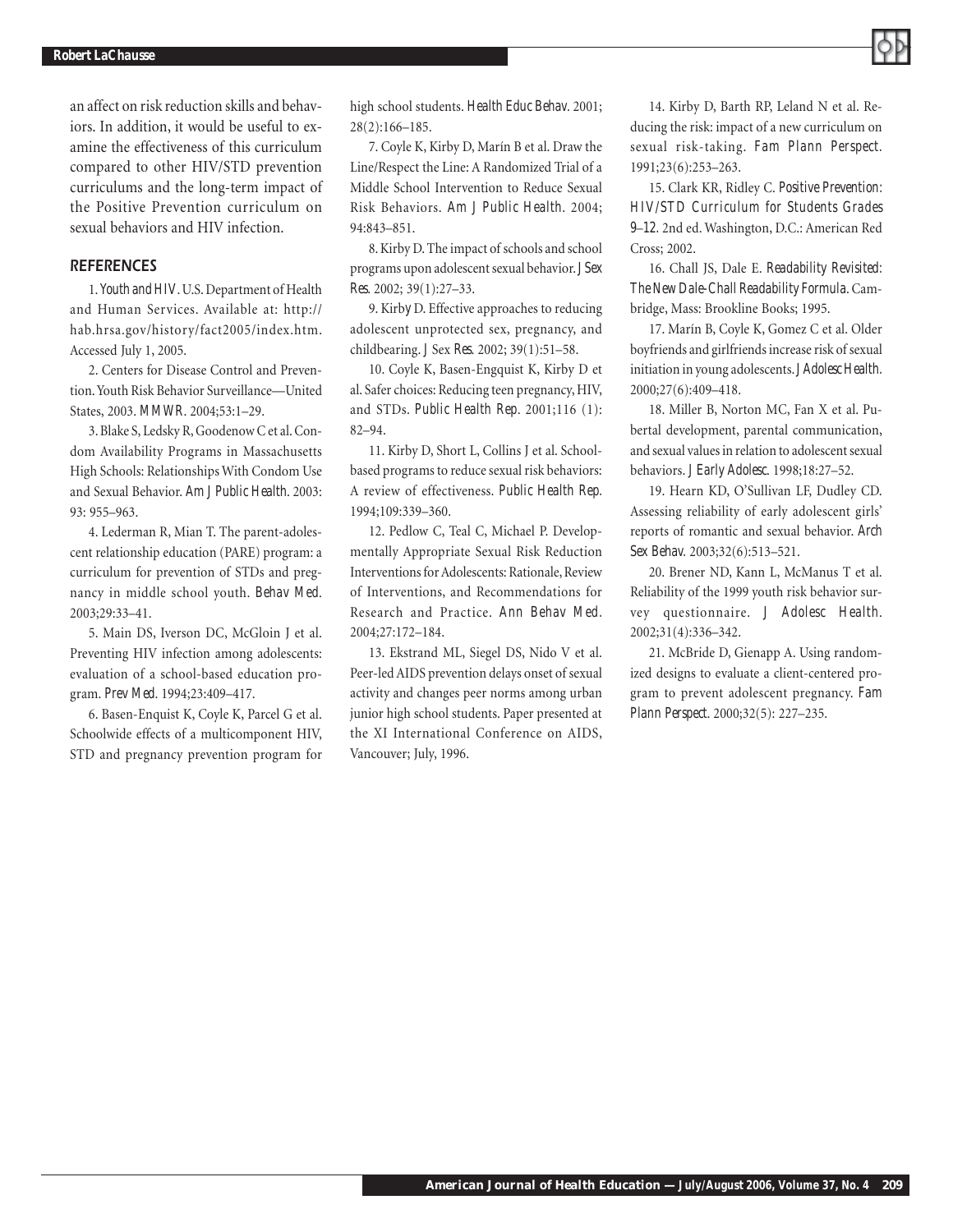an affect on risk reduction skills and behaviors. In addition, it would be useful to examine the effectiveness of this curriculum compared to other HIV/STD prevention curriculums and the long-term impact of the Positive Prevention curriculum on sexual behaviors and HIV infection.

## REFERENCES

1. *Youth and HIV*. U.S. Department of Health and Human Services. Available at: http://hab.hrsa.gov/history/fact2005/index.htm. Accessed July 1, 2005.

2. Centers for Disease Control and Prevention. Youth Risk Behavior Surveillance—United States, 2003. *MMWR*. 2004;53:1–29.

3. Blake S, Ledsky R, Goodenow C et al. Condom Availability Programs in Massachusetts High Schools: Relationships With Condom Use and Sexual Behavior. *Am J Public Health*. 2003: 93: 955–963.

4. Lederman R, Mian T. The parent-adolescent relationship education (PARE) program: a curriculum for prevention of STDs and pregnancy in middle school youth. *Behav Med*. 2003;29:33–41.

5. Main DS, Iverson DC, McGloin J et al. Preventing HIV infection among adolescents: evaluation of a school-based education program. *Prev Med*. 1994;23:409–417.

6. Basen-Enquist K, Coyle K, Parcel G et al. Schoolwide effects of a multicomponent HIV, STD and pregnancy prevention program for high school students. *Health Educ Behav*. 2001; 28(2):166–185.

7. Coyle K, Kirby D, Marín B et al. Draw the Line/Respect the Line: A Randomized Trial of a Middle School Intervention to Reduce Sexual Risk Behaviors. *Am J Public Health*. 2004; 94:843–851.

8. Kirby D. The impact of schools and school programs upon adolescent sexual behavior. *J Sex Res*. 2002; 39(1):27–33.

9. Kirby D. Effective approaches to reducing adolescent unprotected sex, pregnancy, and childbearing. J Sex *Res*. 2002; 39(1):51–58.

10. Coyle K, Basen-Engquist K, Kirby D et al. Safer choices: Reducing teen pregnancy, HIV, and STDs. *Public Health Rep*. 2001;116 (1): 82–94.

11. Kirby D, Short L, Collins J et al. School-based programs to reduce sexual risk behaviors: A review of effectiveness. *Public Health Rep*. 1994;109:339–360.

12. Pedlow C, Teal C, Michael P. Developmentally Appropriate Sexual Risk Reduction Interventions for Adolescents: Rationale, Review of Interventions, and Recommendations for Research and Practice. *Ann Behav Med*. 2004;27:172–184.

13. Ekstrand ML, Siegel DS, Nido V et al. Peer-led AIDS prevention delays onset of sexual activity and changes peer norms among urban junior high school students. Paper presented at the XI International Conference on AIDS, Vancouver; July, 1996.

14. Kirby D, Barth RP, Leland N et al. Reducing the risk: impact of a new curriculum on sexual risk-taking. *Fam Plann Perspect*. 1991;23(6):253–263.

15. Clark KR, Ridley C. *Positive Prevention: HIV/STD Curriculum for Students Grades 9–12*. 2nd ed. Washington, D.C.: American Red Cross; 2002.

16. Chall JS, Dale E. *Readability Revisited: The New Dale-Chall Readability Formula*. Cambridge, Mass: Brookline Books; 1995.

17. Marín B, Coyle K, Gomez C et al. Older boyfriends and girlfriends increase risk of sexual initiation in young adolescents. *J Adolesc Health*. 2000;27(6):409–418.

18. Miller B, Norton MC, Fan X et al. Pubertal development, parental communication, and sexual values in relation to adolescent sexual behaviors. *J Early Adolesc*. 1998;18:27–52.

19. Hearn KD, O'Sullivan LF, Dudley CD. Assessing reliability of early adolescent girls' reports of romantic and sexual behavior. *Arch Sex Behav*. 2003;32(6):513–521.

20. Brener ND, Kann L, McManus T et al. Reliability of the 1999 youth risk behavior survey questionnaire. *J Adolesc Health*. 2002;31(4):336–342.

21. McBride D, Gienapp A. Using randomized designs to evaluate a client-centered program to prevent adolescent pregnancy. *Fam Plann Perspect*. 2000;32(5): 227–235.